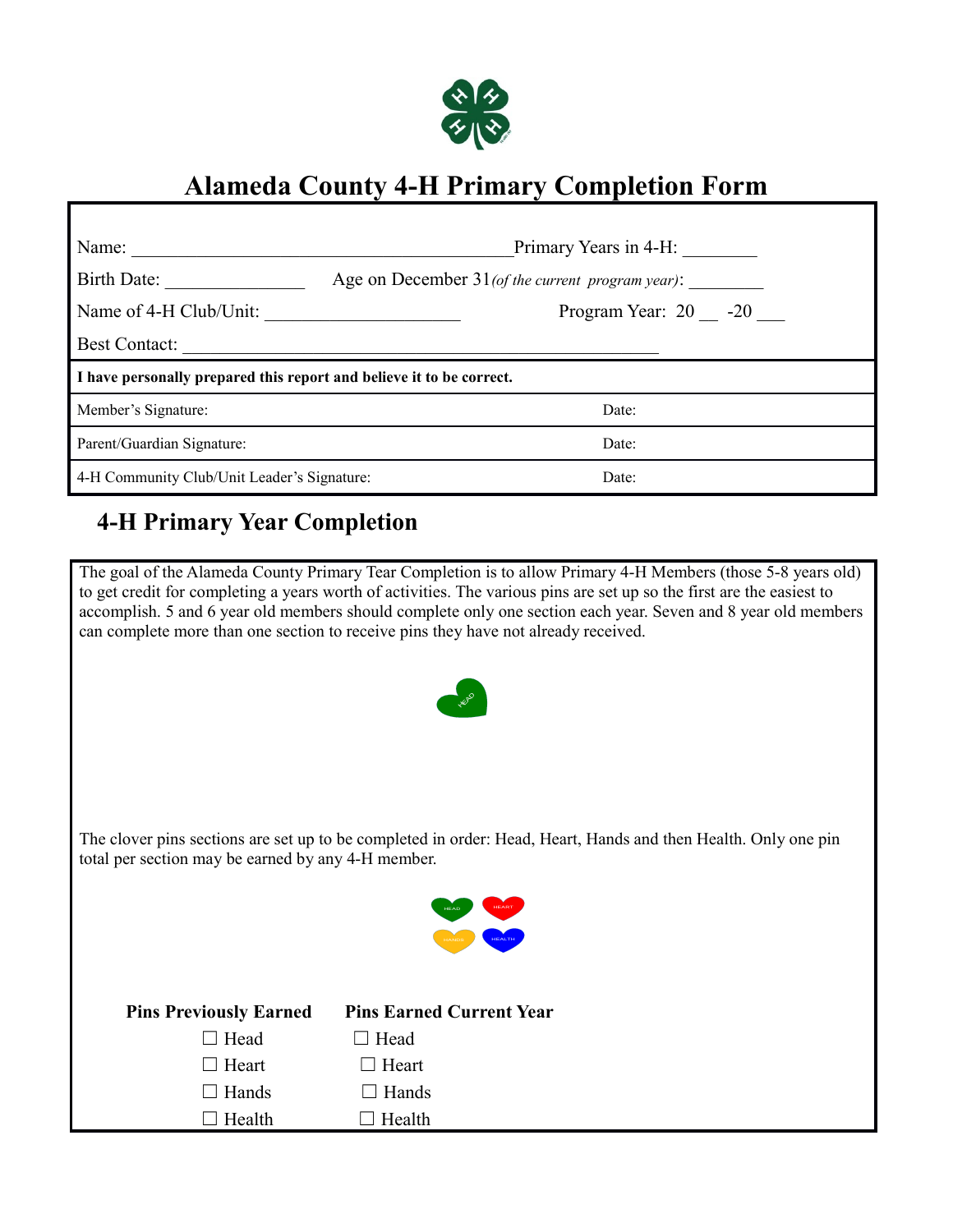# Alameda County 4-H Primary Completion Form

Name: ___________________________________________ Primary Years in 4-H: ________

Birth Date: _______________ Age on December 31 *(of the current program year)*: ________

Name of 4-H Club/Unit: _____________________ Program Year: 20 __ -20 ___

Best Contact: _____________________________________________________

**I have personally prepared this report and believe it to be correct.**

| | |
|---|---|
| Member's Signature: | Date: |
| Parent/Guardian Signature: | Date: |
| 4-H Community Club/Unit Leader's Signature: | Date: |

## 4-H Primary Year Completion

The goal of the Alameda County Primary Tear Completion is to allow Primary 4-H Members (those 5-8 years old) to get credit for completing a years worth of activities. The various pins are set up so the first are the easiest to accomplish. 5 and 6 year old members should complete only one section each year. Seven and 8 year old members can complete more than one section to receive pins they have not already received.

The clover pins sections are set up to be completed in order: Head, Heart, Hands and then Health. Only one pin total per section may be earned by any 4-H member.

| **Pins Previously Earned** | **Pins Earned Current Year** |
|---|---|
| ☐ Head | ☐ Head |
| ☐ Heart | ☐ Heart |
| ☐ Hands | ☐ Hands |
| ☐ Health | ☐ Health |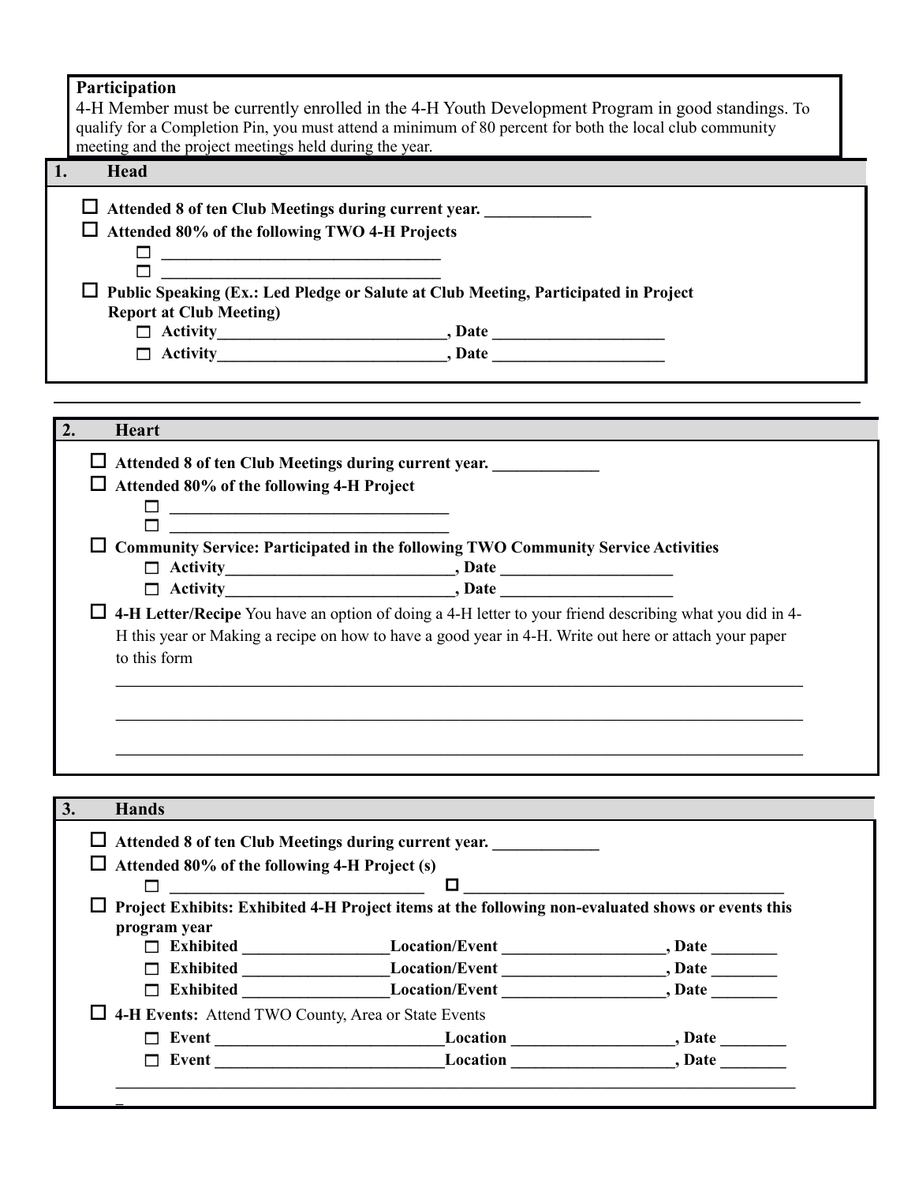**Participation**
4-H Member must be currently enrolled in the 4-H Youth Development Program in good standings. To qualify for a Completion Pin, you must attend a minimum of 80 percent for both the local club community meeting and the project meetings held during the year.

## 1. Head

- ☐ **Attended 8 of ten Club Meetings during current year. _____________**
- ☐ **Attended 80% of the following TWO 4-H Projects**
  - ☐ **___________________________________**
  - ☐ **___________________________________**
- ☐ **Public Speaking (Ex.: Led Pledge or Salute at Club Meeting, Participated in Project Report at Club Meeting)**
  - ☐ **Activity____________________________, Date _____________________**
  - ☐ **Activity____________________________, Date _____________________**

---

## 2. Heart

- ☐ **Attended 8 of ten Club Meetings during current year. _____________**
- ☐ **Attended 80% of the following 4-H Project**
  - ☐ **___________________________________**
  - ☐ **___________________________________**
- ☐ **Community Service: Participated in the following TWO Community Service Activities**
  - ☐ **Activity____________________________, Date _____________________**
  - ☐ **Activity____________________________, Date _____________________**
- ☐ **4-H Letter/Recipe** You have an option of doing a 4-H letter to your friend describing what you did in 4-H this year or Making a recipe on how to have a good year in 4-H. Write out here or attach your paper to this form

  ________________________________________________________________________________

  ________________________________________________________________________________

  ________________________________________________________________________________

## 3. Hands

- ☐ **Attended 8 of ten Club Meetings during current year. _____________**
- ☐ **Attended 80% of the following 4-H Project (s)**
  - ☐ **________________________________** ☐ **______________________________________**
- ☐ **Project Exhibits: Exhibited 4-H Project items at the following non-evaluated shows or events this program year**
  - ☐ **Exhibited __________________Location/Event ____________________, Date ________**
  - ☐ **Exhibited __________________Location/Event ____________________, Date ________**
  - ☐ **Exhibited __________________Location/Event ____________________, Date ________**
- ☐ **4-H Events:** Attend TWO County, Area or State Events
  - ☐ **Event ____________________________Location ____________________, Date ________**
  - ☐ **Event ____________________________Location ____________________, Date ________**

  ________________________________________________________________________________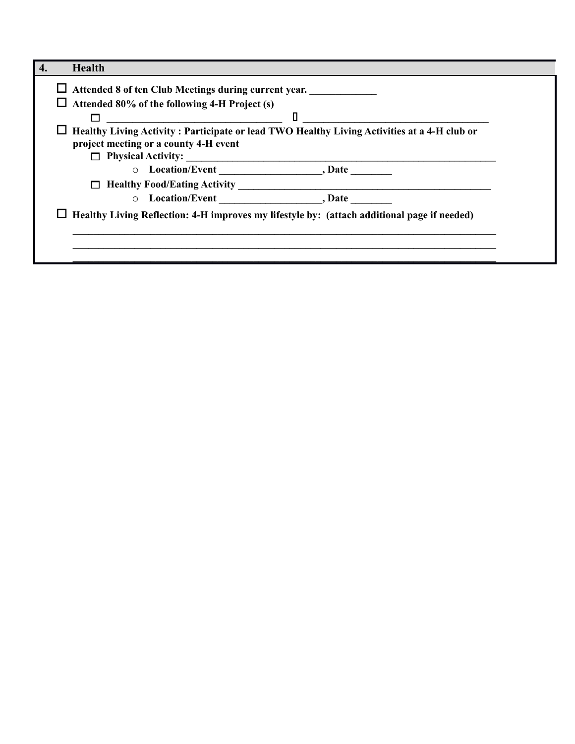## 4. Health

- ☐ **Attended 8 of ten Club Meetings during current year. _____________**
- ☐ **Attended 80% of the following 4-H Project (s)**
  - ☐ __________________________________ ☐ ____________________________________
- ☐ **Healthy Living Activity : Participate or lead TWO Healthy Living Activities at a 4-H club or project meeting or a county 4-H event**
  - ☐ **Physical Activity: ____________________________________________________________**
    - **Location/Event ___________________, Date ________**
  - ☐ **Healthy Food/Eating Activity _________________________________________________**
    - **Location/Event ___________________, Date ________**
- ☐ **Healthy Living Reflection: 4-H improves my lifestyle by: (attach additional page if needed)**

  ____________________________________________________________________________________

  ____________________________________________________________________________________

  ____________________________________________________________________________________